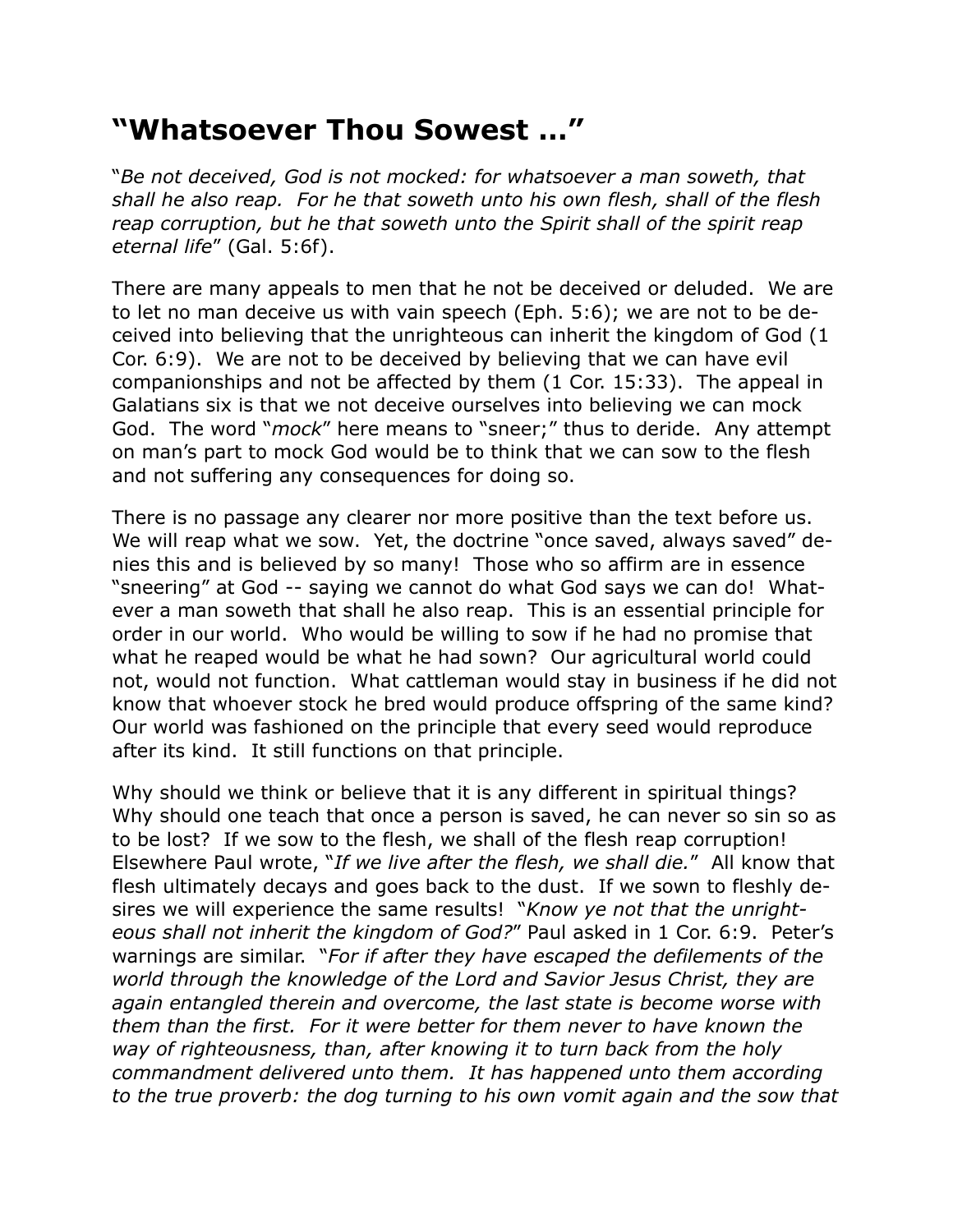# "Whatsoever Thou Sowest …"

"*Be not deceived, God is not mocked: for whatsoever a man soweth, that shall he also reap. For he that soweth unto his own flesh, shall of the flesh reap corruption, but he that soweth unto the Spirit shall of the spirit reap eternal life*" (Gal. 5:6f).

There are many appeals to men that he not be deceived or deluded. We are to let no man deceive us with vain speech (Eph. 5:6); we are not to be deceived into believing that the unrighteous can inherit the kingdom of God (1 Cor. 6:9). We are not to be deceived by believing that we can have evil companionships and not be affected by them (1 Cor. 15:33). The appeal in Galatians six is that we not deceive ourselves into believing we can mock God. The word "*mock*" here means to "sneer;" thus to deride. Any attempt on man's part to mock God would be to think that we can sow to the flesh and not suffering any consequences for doing so.

There is no passage any clearer nor more positive than the text before us. We will reap what we sow. Yet, the doctrine "once saved, always saved" denies this and is believed by so many! Those who so affirm are in essence "sneering" at God -- saying we cannot do what God says we can do! Whatever a man soweth that shall he also reap. This is an essential principle for order in our world. Who would be willing to sow if he had no promise that what he reaped would be what he had sown? Our agricultural world could not, would not function. What cattleman would stay in business if he did not know that whoever stock he bred would produce offspring of the same kind? Our world was fashioned on the principle that every seed would reproduce after its kind. It still functions on that principle.

Why should we think or believe that it is any different in spiritual things? Why should one teach that once a person is saved, he can never so sin so as to be lost? If we sow to the flesh, we shall of the flesh reap corruption! Elsewhere Paul wrote, "*If we live after the flesh, we shall die.*" All know that flesh ultimately decays and goes back to the dust. If we sown to fleshly desires we will experience the same results! "*Know ye not that the unrighteous shall not inherit the kingdom of God?*" Paul asked in 1 Cor. 6:9. Peter's warnings are similar. "*For if after they have escaped the defilements of the world through the knowledge of the Lord and Savior Jesus Christ, they are again entangled therein and overcome, the last state is become worse with them than the first. For it were better for them never to have known the way of righteousness, than, after knowing it to turn back from the holy commandment delivered unto them. It has happened unto them according to the true proverb: the dog turning to his own vomit again and the sow that*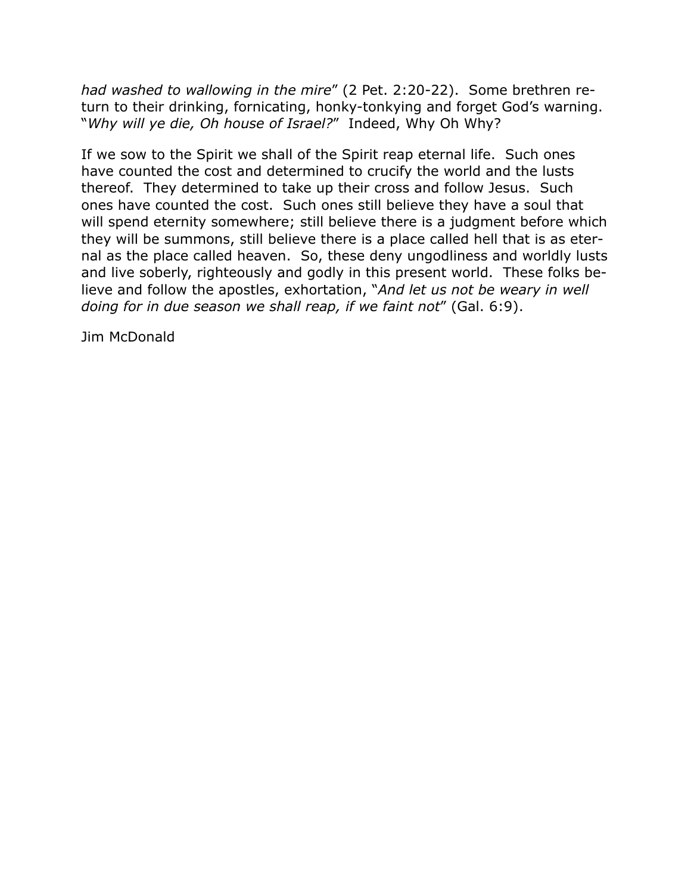*had washed to wallowing in the mire*" (2 Pet. 2:20-22). Some brethren return to their drinking, fornicating, honky-tonkying and forget God's warning. "*Why will ye die, Oh house of Israel?*" Indeed, Why Oh Why?

If we sow to the Spirit we shall of the Spirit reap eternal life. Such ones have counted the cost and determined to crucify the world and the lusts thereof. They determined to take up their cross and follow Jesus. Such ones have counted the cost. Such ones still believe they have a soul that will spend eternity somewhere; still believe there is a judgment before which they will be summons, still believe there is a place called hell that is as eternal as the place called heaven. So, these deny ungodliness and worldly lusts and live soberly, righteously and godly in this present world. These folks believe and follow the apostles, exhortation, "*And let us not be weary in well doing for in due season we shall reap, if we faint not*" (Gal. 6:9).

Jim McDonald